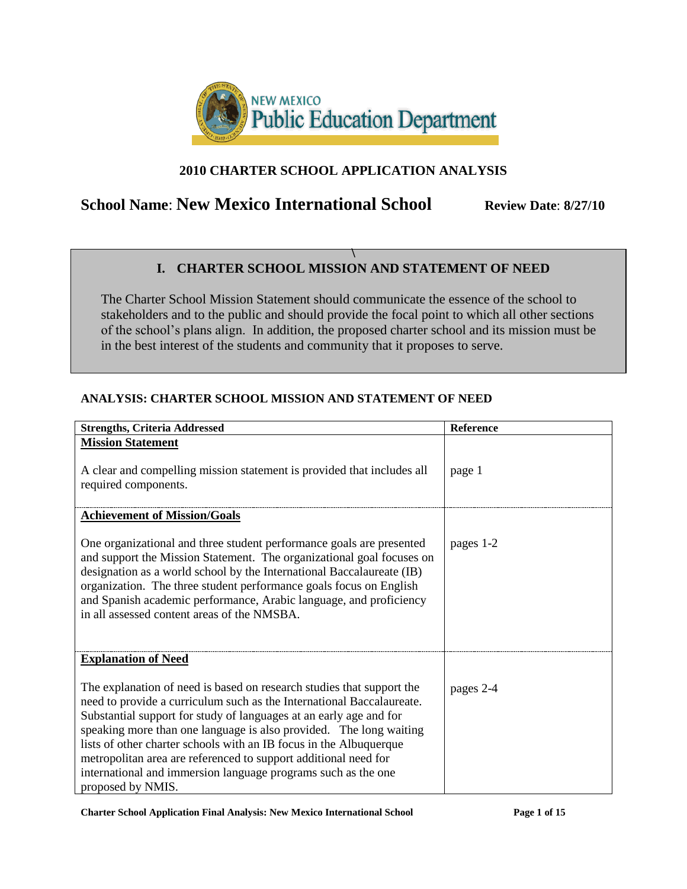NEW MEXICO
Public Education Department

## 2010 CHARTER SCHOOL APPLICATION ANALYSIS

**School Name**: **New Mexico International School** **Review Date**: **8/27/10**

## I. CHARTER SCHOOL MISSION AND STATEMENT OF NEED

The Charter School Mission Statement should communicate the essence of the school to stakeholders and to the public and should provide the focal point to which all other sections of the school's plans align. In addition, the proposed charter school and its mission must be in the best interest of the students and community that it proposes to serve.

### ANALYSIS: CHARTER SCHOOL MISSION AND STATEMENT OF NEED

| Strengths, Criteria Addressed | Reference |
|---|---|
| **Mission Statement**<br><br>A clear and compelling mission statement is provided that includes all required components. | page 1 |
| **Achievement of Mission/Goals**<br><br>One organizational and three student performance goals are presented and support the Mission Statement. The organizational goal focuses on designation as a world school by the International Baccalaureate (IB) organization. The three student performance goals focus on English and Spanish academic performance, Arabic language, and proficiency in all assessed content areas of the NMSBA. | pages 1-2 |
| **Explanation of Need**<br><br>The explanation of need is based on research studies that support the need to provide a curriculum such as the International Baccalaureate. Substantial support for study of languages at an early age and for speaking more than one language is also provided. The long waiting lists of other charter schools with an IB focus in the Albuquerque metropolitan area are referenced to support additional need for international and immersion language programs such as the one proposed by NMIS. | pages 2-4 |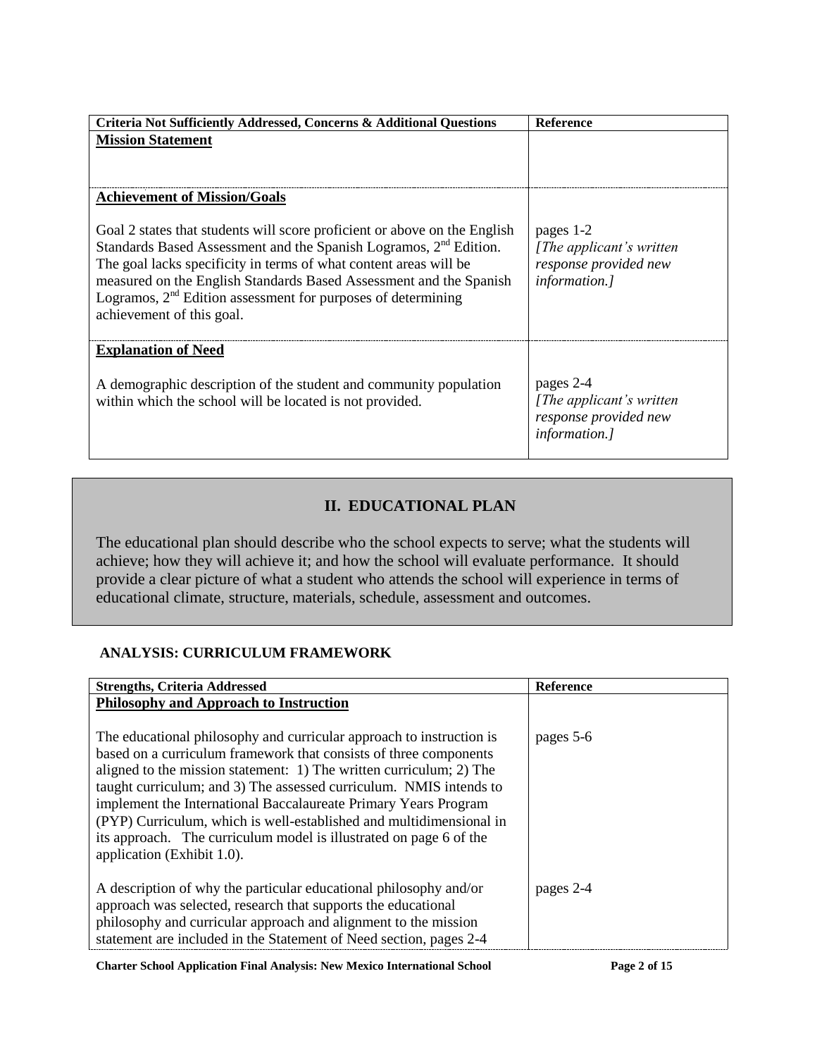| Criteria Not Sufficiently Addressed, Concerns & Additional Questions | Reference |
|---|---|
| **Mission Statement** | |
| **Achievement of Mission/Goals**<br><br>Goal 2 states that students will score proficient or above on the English Standards Based Assessment and the Spanish Logramos, 2nd Edition. The goal lacks specificity in terms of what content areas will be measured on the English Standards Based Assessment and the Spanish Logramos, 2nd Edition assessment for purposes of determining achievement of this goal. | pages 1-2<br>*[The applicant's written response provided new information.]* |
| **Explanation of Need**<br><br>A demographic description of the student and community population within which the school will be located is not provided. | pages 2-4<br>*[The applicant's written response provided new information.]* |

## II. EDUCATIONAL PLAN

The educational plan should describe who the school expects to serve; what the students will achieve; how they will achieve it; and how the school will evaluate performance. It should provide a clear picture of what a student who attends the school will experience in terms of educational climate, structure, materials, schedule, assessment and outcomes.

### ANALYSIS: CURRICULUM FRAMEWORK

| Strengths, Criteria Addressed | Reference |
|---|---|
| **Philosophy and Approach to Instruction**<br><br>The educational philosophy and curricular approach to instruction is based on a curriculum framework that consists of three components aligned to the mission statement: 1) The written curriculum; 2) The taught curriculum; and 3) The assessed curriculum. NMIS intends to implement the International Baccalaureate Primary Years Program (PYP) Curriculum, which is well-established and multidimensional in its approach. The curriculum model is illustrated on page 6 of the application (Exhibit 1.0). | pages 5-6 |
| A description of why the particular educational philosophy and/or approach was selected, research that supports the educational philosophy and curricular approach and alignment to the mission statement are included in the Statement of Need section, pages 2-4 | pages 2-4 |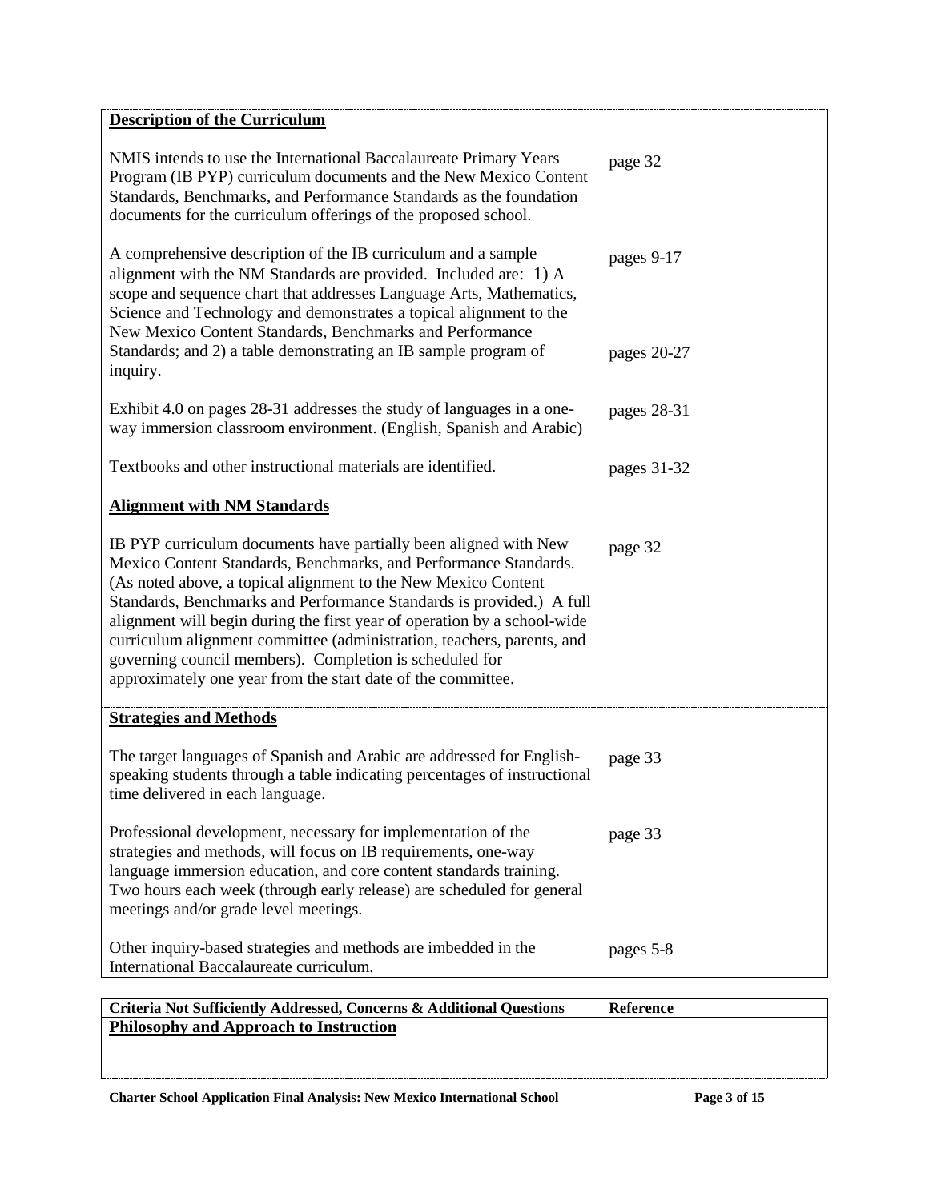| | |
|---|---|
| **Description of the Curriculum** | |
| NMIS intends to use the International Baccalaureate Primary Years Program (IB PYP) curriculum documents and the New Mexico Content Standards, Benchmarks, and Performance Standards as the foundation documents for the curriculum offerings of the proposed school. | page 32 |
| A comprehensive description of the IB curriculum and a sample alignment with the NM Standards are provided. Included are: 1) A scope and sequence chart that addresses Language Arts, Mathematics, Science and Technology and demonstrates a topical alignment to the New Mexico Content Standards, Benchmarks and Performance Standards; and 2) a table demonstrating an IB sample program of inquiry. | pages 9-17<br><br>pages 20-27 |
| Exhibit 4.0 on pages 28-31 addresses the study of languages in a one-way immersion classroom environment. (English, Spanish and Arabic) | pages 28-31 |
| Textbooks and other instructional materials are identified. | pages 31-32 |
| **Alignment with NM Standards** | |
| IB PYP curriculum documents have partially been aligned with New Mexico Content Standards, Benchmarks, and Performance Standards. (As noted above, a topical alignment to the New Mexico Content Standards, Benchmarks and Performance Standards is provided.) A full alignment will begin during the first year of operation by a school-wide curriculum alignment committee (administration, teachers, parents, and governing council members). Completion is scheduled for approximately one year from the start date of the committee. | page 32 |
| **Strategies and Methods** | |
| The target languages of Spanish and Arabic are addressed for English-speaking students through a table indicating percentages of instructional time delivered in each language. | page 33 |
| Professional development, necessary for implementation of the strategies and methods, will focus on IB requirements, one-way language immersion education, and core content standards training. Two hours each week (through early release) are scheduled for general meetings and/or grade level meetings. | page 33 |
| Other inquiry-based strategies and methods are imbedded in the International Baccalaureate curriculum. | pages 5-8 |

| Criteria Not Sufficiently Addressed, Concerns & Additional Questions | Reference |
|---|---|
| **Philosophy and Approach to Instruction** | |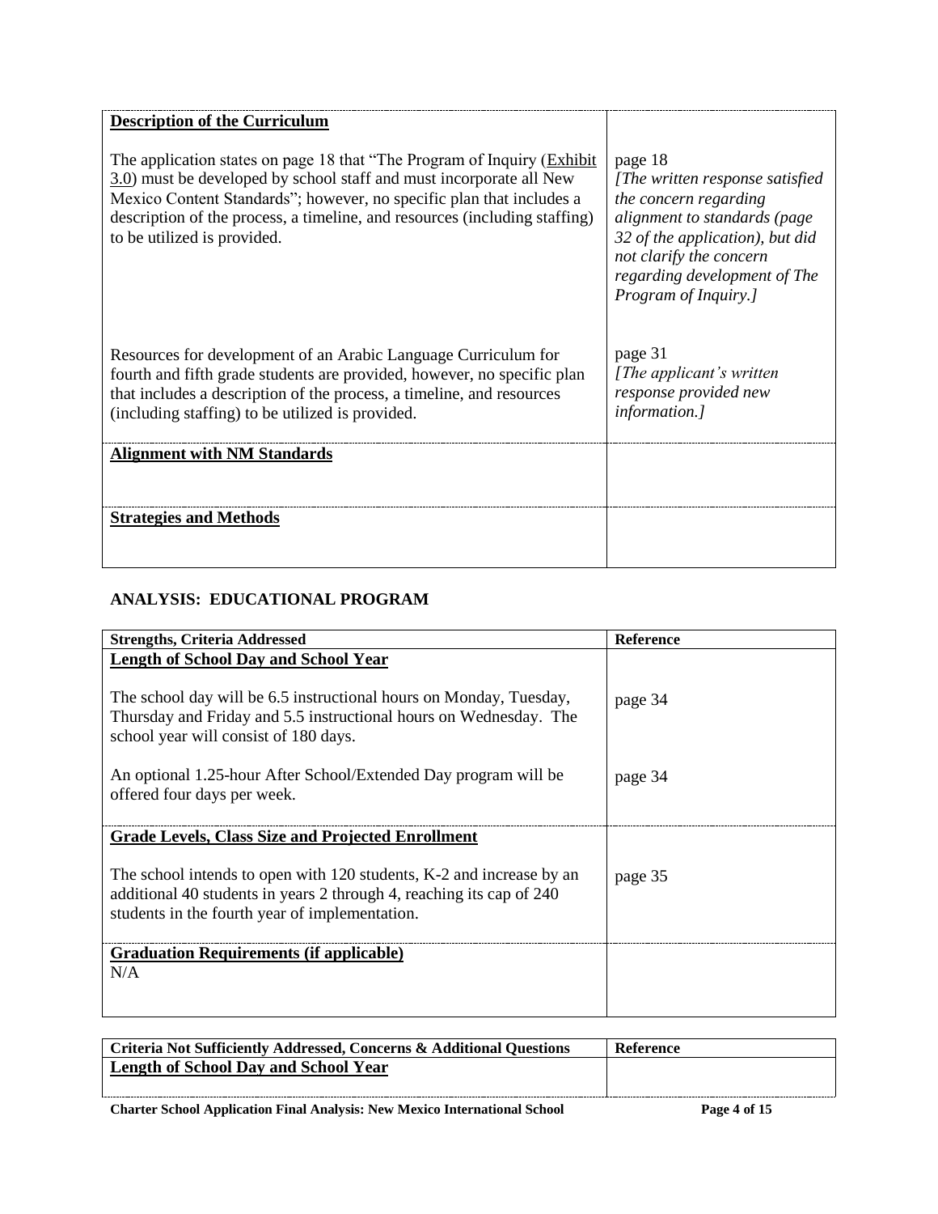| | |
|---|---|
| **Description of the Curriculum** | |
| The application states on page 18 that "The Program of Inquiry (Exhibit 3.0) must be developed by school staff and must incorporate all New Mexico Content Standards"; however, no specific plan that includes a description of the process, a timeline, and resources (including staffing) to be utilized is provided. | page 18 *[The written response satisfied the concern regarding alignment to standards (page 32 of the application), but did not clarify the concern regarding development of The Program of Inquiry.]* |
| Resources for development of an Arabic Language Curriculum for fourth and fifth grade students are provided, however, no specific plan that includes a description of the process, a timeline, and resources (including staffing) to be utilized is provided. | page 31 *[The applicant's written response provided new information.]* |
| **Alignment with NM Standards** | |
| **Strategies and Methods** | |

## ANALYSIS: EDUCATIONAL PROGRAM

| Strengths, Criteria Addressed | Reference |
|---|---|
| **Length of School Day and School Year** | |
| The school day will be 6.5 instructional hours on Monday, Tuesday, Thursday and Friday and 5.5 instructional hours on Wednesday. The school year will consist of 180 days. | page 34 |
| An optional 1.25-hour After School/Extended Day program will be offered four days per week. | page 34 |
| **Grade Levels, Class Size and Projected Enrollment** | |
| The school intends to open with 120 students, K-2 and increase by an additional 40 students in years 2 through 4, reaching its cap of 240 students in the fourth year of implementation. | page 35 |
| **Graduation Requirements (if applicable)** N/A | |

| Criteria Not Sufficiently Addressed, Concerns & Additional Questions | Reference |
|---|---|
| **Length of School Day and School Year** | |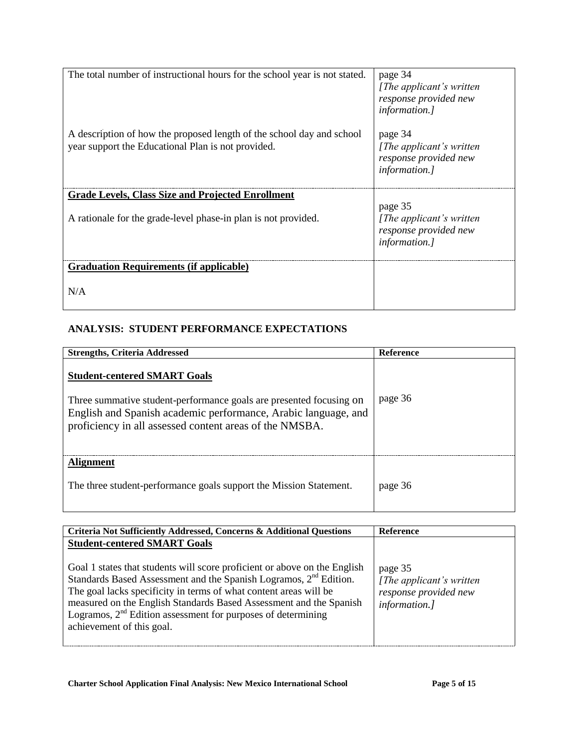| | |
|---|---|
| The total number of instructional hours for the school year is not stated. | page 34 *[The applicant's written response provided new information.]* |
| A description of how the proposed length of the school day and school year support the Educational Plan is not provided. | page 34 *[The applicant's written response provided new information.]* |
| **<u>Grade Levels, Class Size and Projected Enrollment</u>** | |
| A rationale for the grade-level phase-in plan is not provided. | page 35 *[The applicant's written response provided new information.]* |
| **<u>Graduation Requirements (if applicable)</u>** | |
| N/A | |

## ANALYSIS: STUDENT PERFORMANCE EXPECTATIONS

| Strengths, Criteria Addressed | Reference |
|---|---|
| **<u>Student-centered SMART Goals</u>** | |
| Three summative student-performance goals are presented focusing on English and Spanish academic performance, Arabic language, and proficiency in all assessed content areas of the NMSBA. | page 36 |
| **<u>Alignment</u>** | |
| The three student-performance goals support the Mission Statement. | page 36 |

| Criteria Not Sufficiently Addressed, Concerns & Additional Questions | Reference |
|---|---|
| **<u>Student-centered SMART Goals</u>** | |
| Goal 1 states that students will score proficient or above on the English Standards Based Assessment and the Spanish Logramos, 2nd Edition. The goal lacks specificity in terms of what content areas will be measured on the English Standards Based Assessment and the Spanish Logramos, 2nd Edition assessment for purposes of determining achievement of this goal. | page 35 *[The applicant's written response provided new information.]* |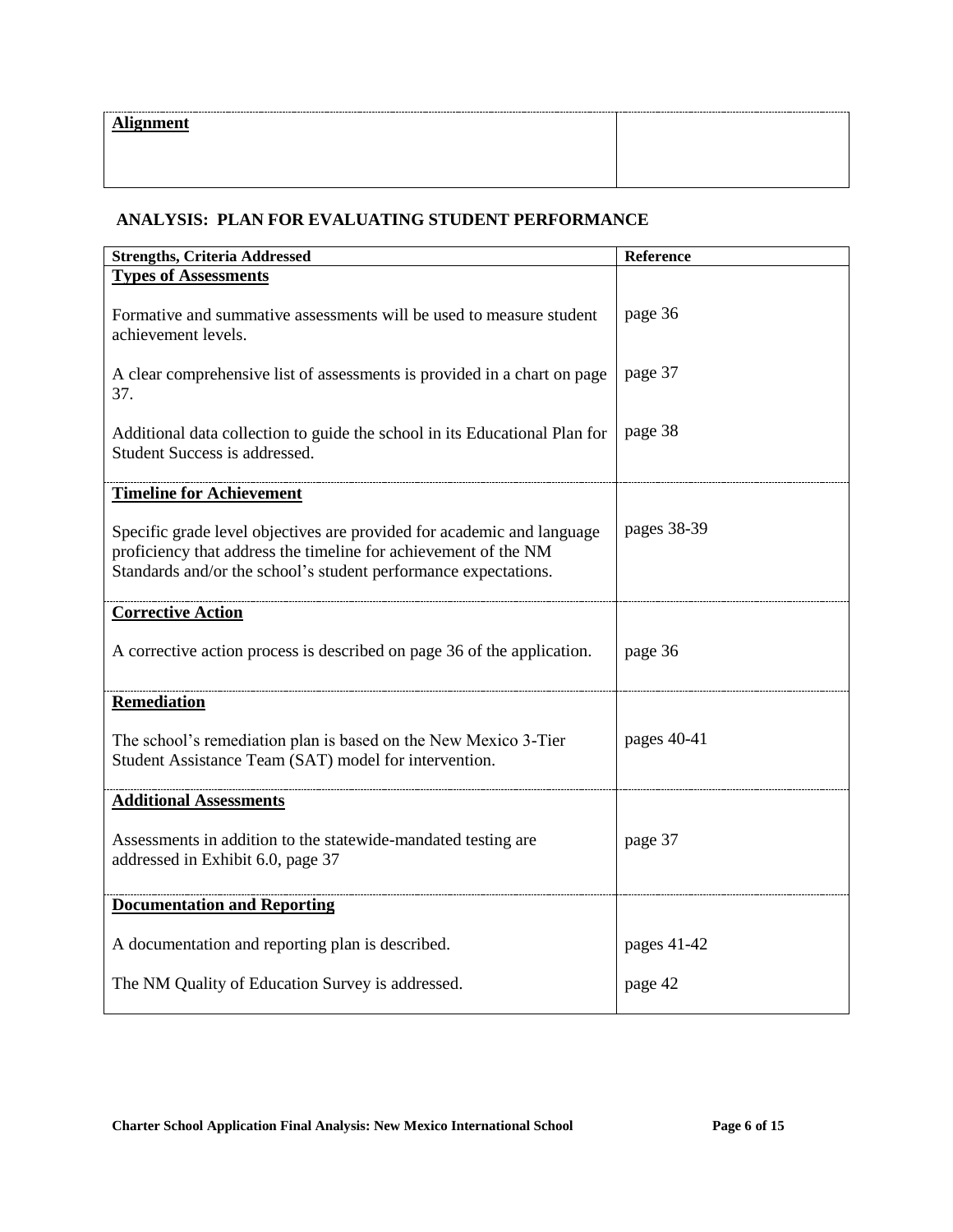| **Alignment** | |
|---|---|
| | |

## ANALYSIS: PLAN FOR EVALUATING STUDENT PERFORMANCE

| Strengths, Criteria Addressed | Reference |
|---|---|
| **Types of Assessments** | |
| Formative and summative assessments will be used to measure student achievement levels. | page 36 |
| A clear comprehensive list of assessments is provided in a chart on page 37. | page 37 |
| Additional data collection to guide the school in its Educational Plan for Student Success is addressed. | page 38 |
| **Timeline for Achievement** | |
| Specific grade level objectives are provided for academic and language proficiency that address the timeline for achievement of the NM Standards and/or the school's student performance expectations. | pages 38-39 |
| **Corrective Action** | |
| A corrective action process is described on page 36 of the application. | page 36 |
| **Remediation** | |
| The school's remediation plan is based on the New Mexico 3-Tier Student Assistance Team (SAT) model for intervention. | pages 40-41 |
| **Additional Assessments** | |
| Assessments in addition to the statewide-mandated testing are addressed in Exhibit 6.0, page 37 | page 37 |
| **Documentation and Reporting** | |
| A documentation and reporting plan is described. | pages 41-42 |
| The NM Quality of Education Survey is addressed. | page 42 |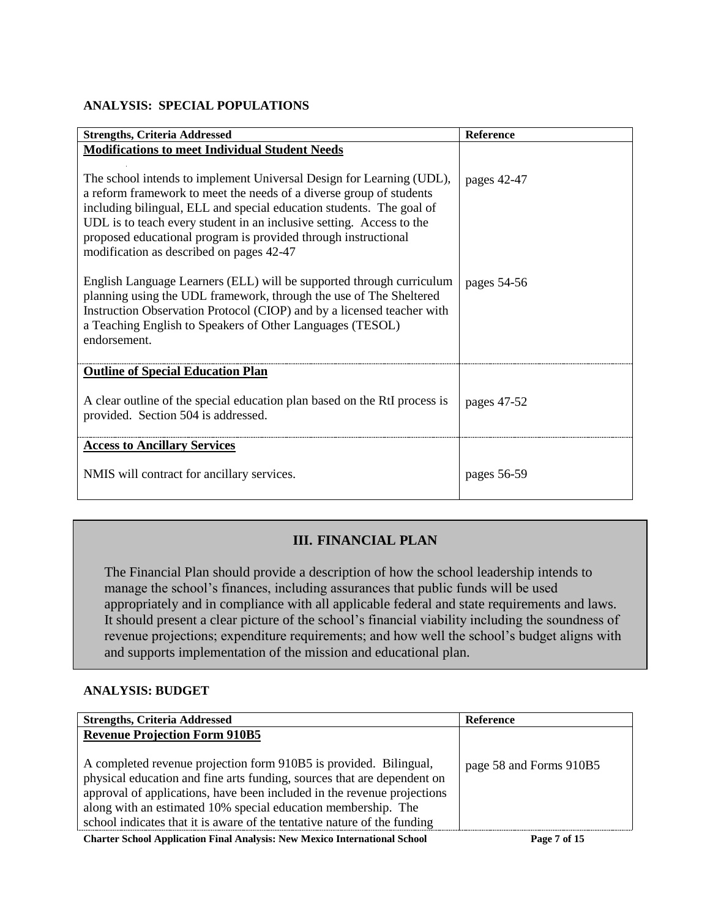### ANALYSIS: SPECIAL POPULATIONS

| Strengths, Criteria Addressed | Reference |
|---|---|
| **Modifications to meet Individual Student Needs** | |
| The school intends to implement Universal Design for Learning (UDL), a reform framework to meet the needs of a diverse group of students including bilingual, ELL and special education students. The goal of UDL is to teach every student in an inclusive setting. Access to the proposed educational program is provided through instructional modification as described on pages 42-47 | pages 42-47 |
| English Language Learners (ELL) will be supported through curriculum planning using the UDL framework, through the use of The Sheltered Instruction Observation Protocol (CIOP) and by a licensed teacher with a Teaching English to Speakers of Other Languages (TESOL) endorsement. | pages 54-56 |
| **Outline of Special Education Plan** | |
| A clear outline of the special education plan based on the RtI process is provided. Section 504 is addressed. | pages 47-52 |
| **Access to Ancillary Services** | |
| NMIS will contract for ancillary services. | pages 56-59 |

## III. FINANCIAL PLAN

The Financial Plan should provide a description of how the school leadership intends to manage the school's finances, including assurances that public funds will be used appropriately and in compliance with all applicable federal and state requirements and laws. It should present a clear picture of the school's financial viability including the soundness of revenue projections; expenditure requirements; and how well the school's budget aligns with and supports implementation of the mission and educational plan.

### ANALYSIS: BUDGET

| Strengths, Criteria Addressed | Reference |
|---|---|
| **Revenue Projection Form 910B5** | |
| A completed revenue projection form 910B5 is provided. Bilingual, physical education and fine arts funding, sources that are dependent on approval of applications, have been included in the revenue projections along with an estimated 10% special education membership. The school indicates that it is aware of the tentative nature of the funding | page 58 and Forms 910B5 |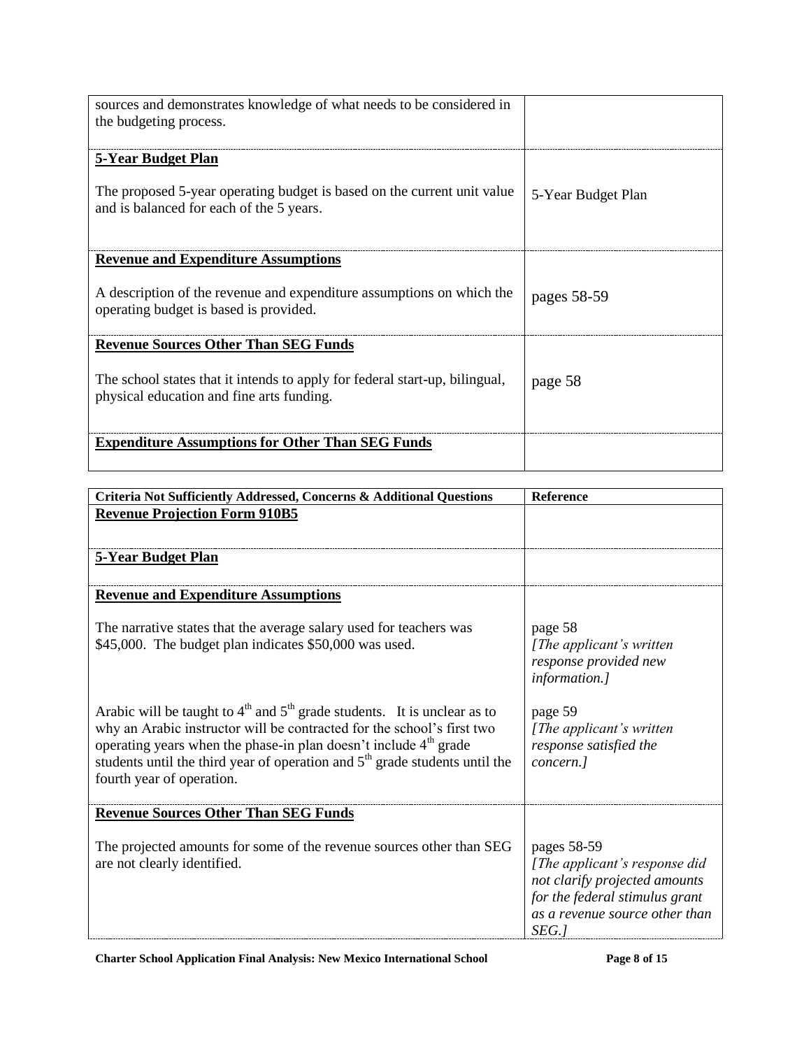| | |
|---|---|
| sources and demonstrates knowledge of what needs to be considered in the budgeting process. | |
| **5-Year Budget Plan**<br><br>The proposed 5-year operating budget is based on the current unit value and is balanced for each of the 5 years. | 5-Year Budget Plan |
| **Revenue and Expenditure Assumptions**<br><br>A description of the revenue and expenditure assumptions on which the operating budget is based is provided. | pages 58-59 |
| **Revenue Sources Other Than SEG Funds**<br><br>The school states that it intends to apply for federal start-up, bilingual, physical education and fine arts funding. | page 58 |
| **Expenditure Assumptions for Other Than SEG Funds** | |

| Criteria Not Sufficiently Addressed, Concerns & Additional Questions | Reference |
|---|---|
| **Revenue Projection Form 910B5** | |
| **5-Year Budget Plan** | |
| **Revenue and Expenditure Assumptions**<br><br>The narrative states that the average salary used for teachers was \$45,000. The budget plan indicates \$50,000 was used. | page 58<br>*[The applicant's written response provided new information.]* |
| Arabic will be taught to 4th and 5th grade students. It is unclear as to why an Arabic instructor will be contracted for the school's first two operating years when the phase-in plan doesn't include 4th grade students until the third year of operation and 5th grade students until the fourth year of operation. | page 59<br>*[The applicant's written response satisfied the concern.]* |
| **Revenue Sources Other Than SEG Funds**<br><br>The projected amounts for some of the revenue sources other than SEG are not clearly identified. | pages 58-59<br>*[The applicant's response did not clarify projected amounts for the federal stimulus grant as a revenue source other than SEG.]* |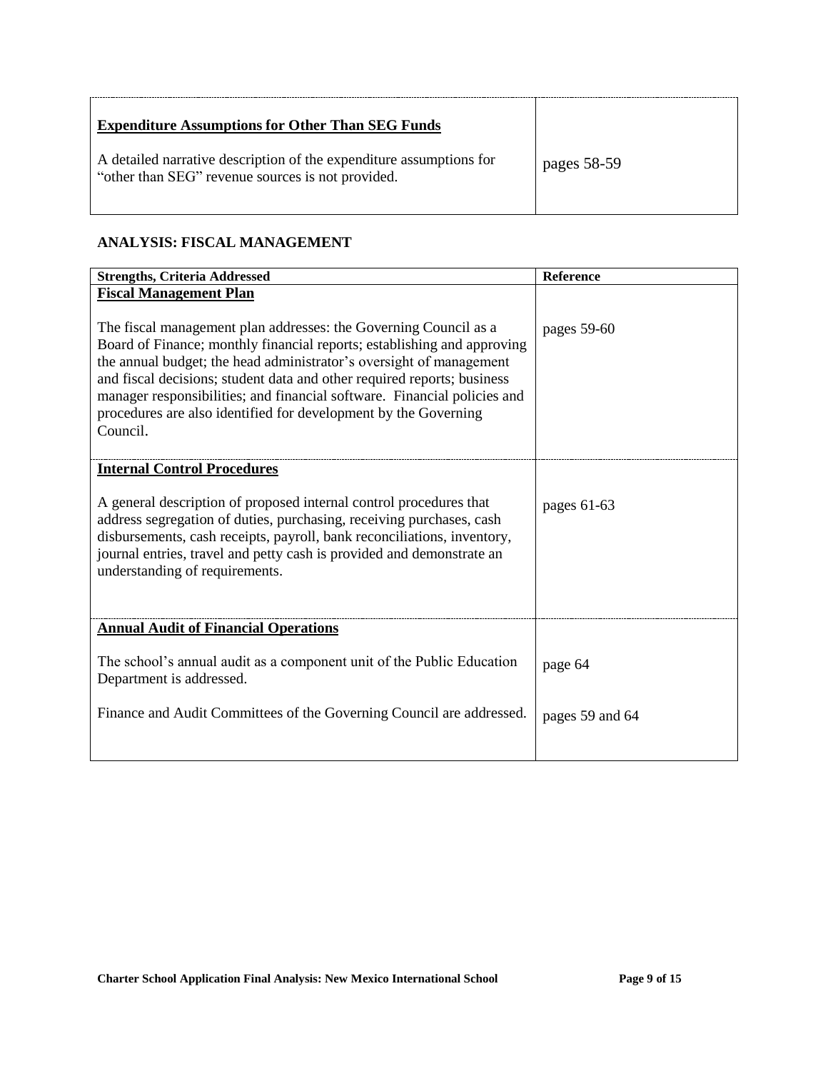| | |
|---|---|
| **Expenditure Assumptions for Other Than SEG Funds**<br><br>A detailed narrative description of the expenditure assumptions for "other than SEG" revenue sources is not provided. | pages 58-59 |

**ANALYSIS: FISCAL MANAGEMENT**

| Strengths, Criteria Addressed | Reference |
|---|---|
| **Fiscal Management Plan**<br><br>The fiscal management plan addresses: the Governing Council as a Board of Finance; monthly financial reports; establishing and approving the annual budget; the head administrator's oversight of management and fiscal decisions; student data and other required reports; business manager responsibilities; and financial software. Financial policies and procedures are also identified for development by the Governing Council. | pages 59-60 |
| **Internal Control Procedures**<br><br>A general description of proposed internal control procedures that address segregation of duties, purchasing, receiving purchases, cash disbursements, cash receipts, payroll, bank reconciliations, inventory, journal entries, travel and petty cash is provided and demonstrate an understanding of requirements. | pages 61-63 |
| **Annual Audit of Financial Operations**<br><br>The school's annual audit as a component unit of the Public Education Department is addressed.<br><br>Finance and Audit Committees of the Governing Council are addressed. | page 64<br><br>pages 59 and 64 |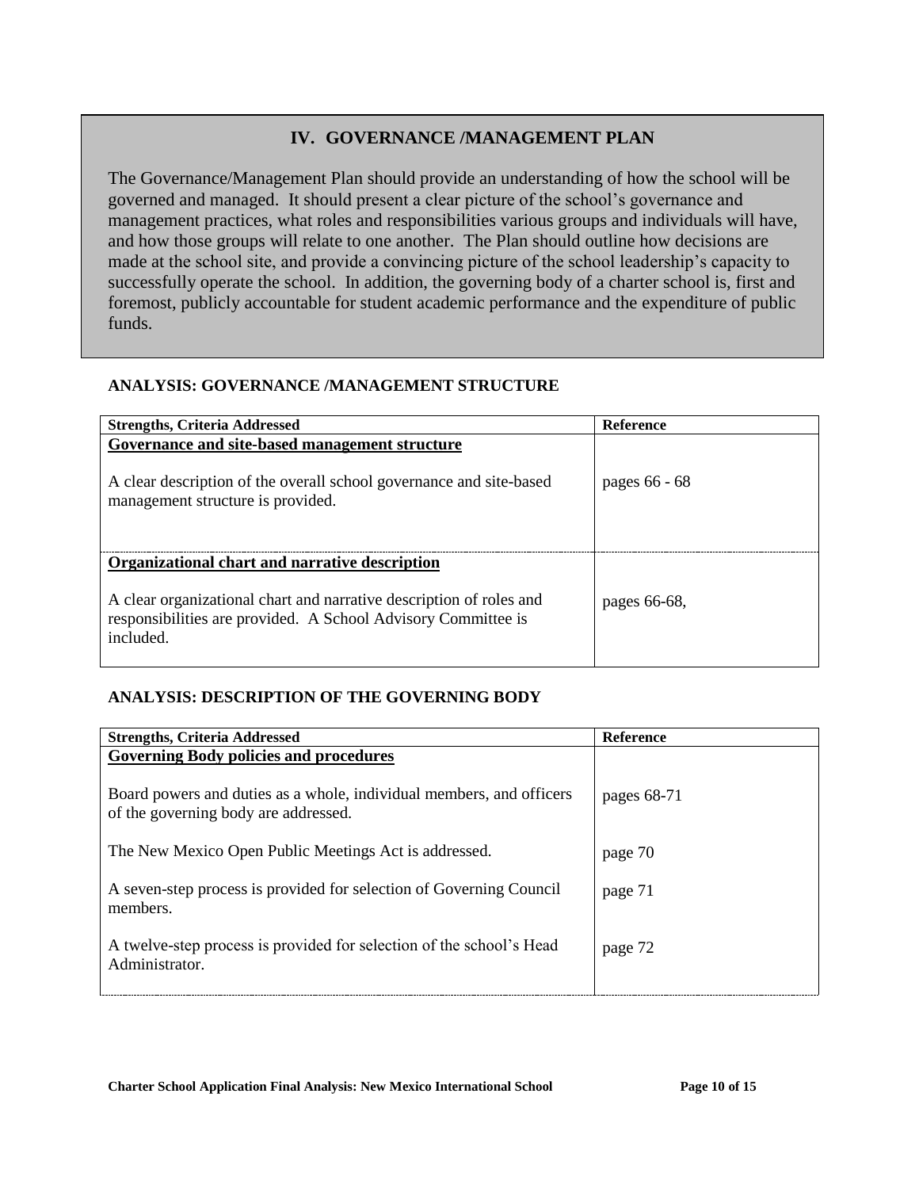## IV. GOVERNANCE /MANAGEMENT PLAN

The Governance/Management Plan should provide an understanding of how the school will be governed and managed. It should present a clear picture of the school's governance and management practices, what roles and responsibilities various groups and individuals will have, and how those groups will relate to one another. The Plan should outline how decisions are made at the school site, and provide a convincing picture of the school leadership's capacity to successfully operate the school. In addition, the governing body of a charter school is, first and foremost, publicly accountable for student academic performance and the expenditure of public funds.

### ANALYSIS: GOVERNANCE /MANAGEMENT STRUCTURE

| Strengths, Criteria Addressed | Reference |
|---|---|
| **Governance and site-based management structure** | |
| A clear description of the overall school governance and site-based management structure is provided. | pages 66 - 68 |
| **Organizational chart and narrative description** | |
| A clear organizational chart and narrative description of roles and responsibilities are provided. A School Advisory Committee is included. | pages 66-68, |

### ANALYSIS: DESCRIPTION OF THE GOVERNING BODY

| Strengths, Criteria Addressed | Reference |
|---|---|
| **Governing Body policies and procedures** | |
| Board powers and duties as a whole, individual members, and officers of the governing body are addressed. | pages 68-71 |
| The New Mexico Open Public Meetings Act is addressed. | page 70 |
| A seven-step process is provided for selection of Governing Council members. | page 71 |
| A twelve-step process is provided for selection of the school's Head Administrator. | page 72 |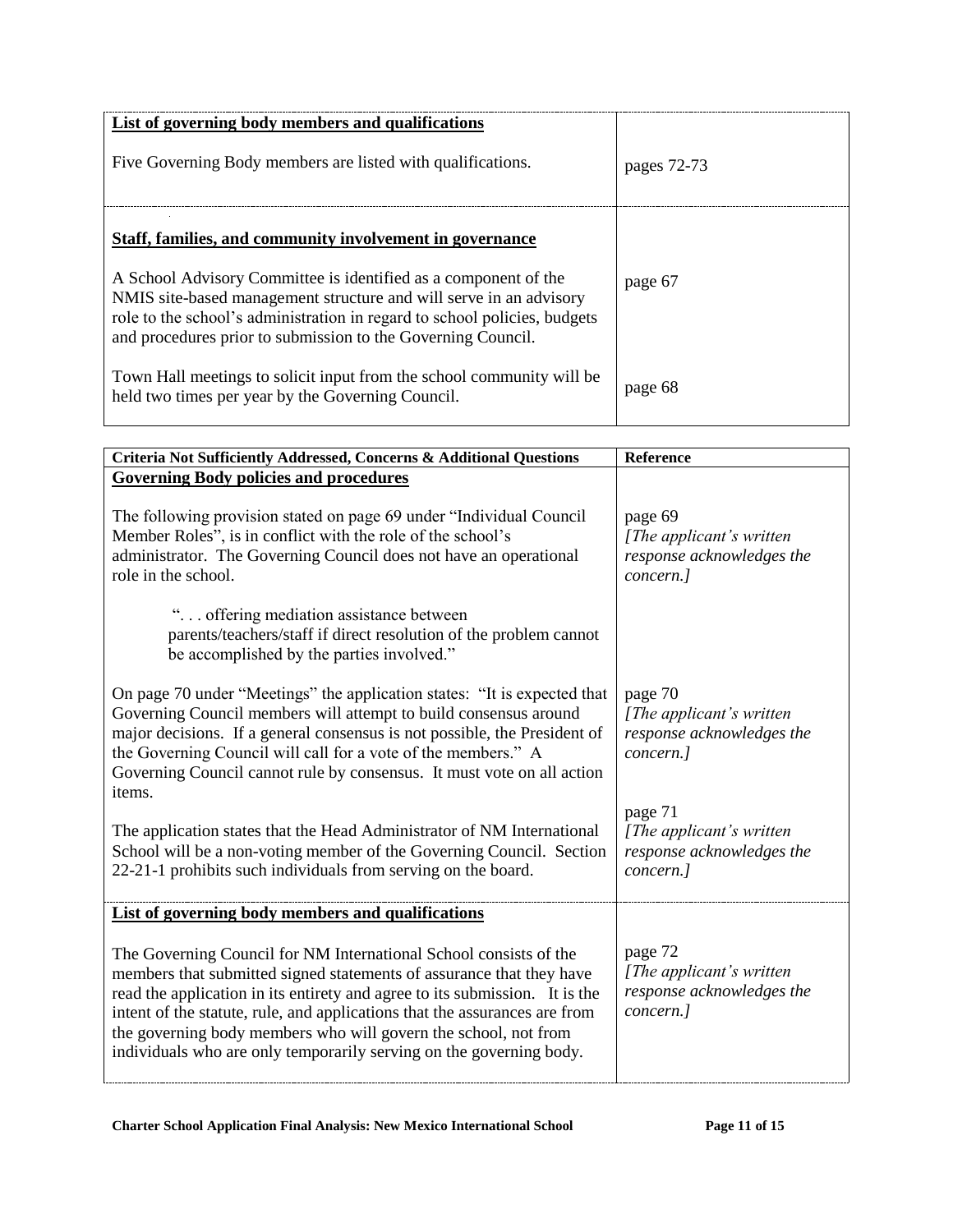| | |
|---|---|
| **List of governing body members and qualifications**<br><br>Five Governing Body members are listed with qualifications. | pages 72-73 |
| **Staff, families, and community involvement in governance**<br><br>A School Advisory Committee is identified as a component of the NMIS site-based management structure and will serve in an advisory role to the school's administration in regard to school policies, budgets and procedures prior to submission to the Governing Council.<br><br>Town Hall meetings to solicit input from the school community will be held two times per year by the Governing Council. | page 67<br><br><br><br>page 68 |

| Criteria Not Sufficiently Addressed, Concerns & Additional Questions | Reference |
|---|---|
| **Governing Body policies and procedures** | |
| The following provision stated on page 69 under "Individual Council Member Roles", is in conflict with the role of the school's administrator. The Governing Council does not have an operational role in the school.<br><br>". . . offering mediation assistance between parents/teachers/staff if direct resolution of the problem cannot be accomplished by the parties involved." | page 69<br>*[The applicant's written response acknowledges the concern.]* |
| On page 70 under "Meetings" the application states: "It is expected that Governing Council members will attempt to build consensus around major decisions. If a general consensus is not possible, the President of the Governing Council will call for a vote of the members." A Governing Council cannot rule by consensus. It must vote on all action items. | page 70<br>*[The applicant's written response acknowledges the concern.]* |
| The application states that the Head Administrator of NM International School will be a non-voting member of the Governing Council. Section 22-21-1 prohibits such individuals from serving on the board. | page 71<br>*[The applicant's written response acknowledges the concern.]* |
| **List of governing body members and qualifications** | |
| The Governing Council for NM International School consists of the members that submitted signed statements of assurance that they have read the application in its entirety and agree to its submission. It is the intent of the statute, rule, and applications that the assurances are from the governing body members who will govern the school, not from individuals who are only temporarily serving on the governing body. | page 72<br>*[The applicant's written response acknowledges the concern.]* |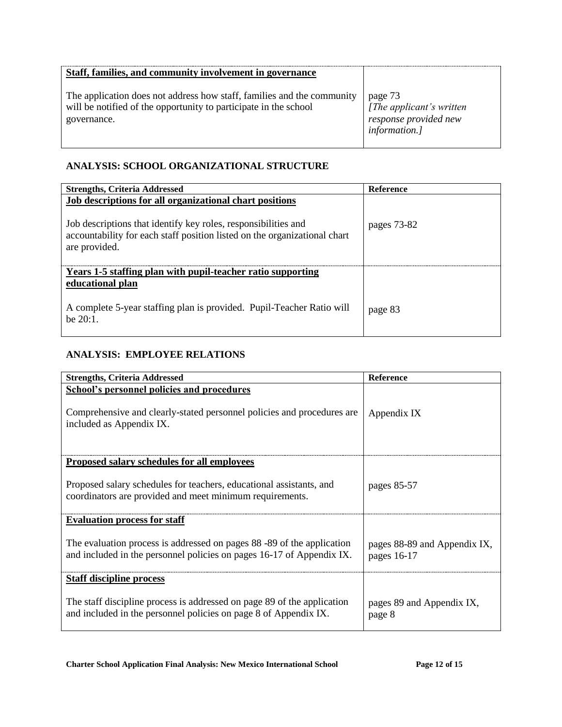| Staff, families, and community involvement in governance | |
|---|---|
| The application does not address how staff, families and the community will be notified of the opportunity to participate in the school governance. | page 73 *[The applicant's written response provided new information.]* |

## ANALYSIS: SCHOOL ORGANIZATIONAL STRUCTURE

| Strengths, Criteria Addressed | Reference |
|---|---|
| **Job descriptions for all organizational chart positions**<br><br>Job descriptions that identify key roles, responsibilities and accountability for each staff position listed on the organizational chart are provided. | pages 73-82 |
| **Years 1-5 staffing plan with pupil-teacher ratio supporting educational plan**<br><br>A complete 5-year staffing plan is provided. Pupil-Teacher Ratio will be 20:1. | page 83 |

## ANALYSIS: EMPLOYEE RELATIONS

| Strengths, Criteria Addressed | Reference |
|---|---|
| **School's personnel policies and procedures**<br><br>Comprehensive and clearly-stated personnel policies and procedures are included as Appendix IX. | Appendix IX |
| **Proposed salary schedules for all employees**<br><br>Proposed salary schedules for teachers, educational assistants, and coordinators are provided and meet minimum requirements. | pages 85-57 |
| **Evaluation process for staff**<br><br>The evaluation process is addressed on pages 88 -89 of the application and included in the personnel policies on pages 16-17 of Appendix IX. | pages 88-89 and Appendix IX, pages 16-17 |
| **Staff discipline process**<br><br>The staff discipline process is addressed on page 89 of the application and included in the personnel policies on page 8 of Appendix IX. | pages 89 and Appendix IX, page 8 |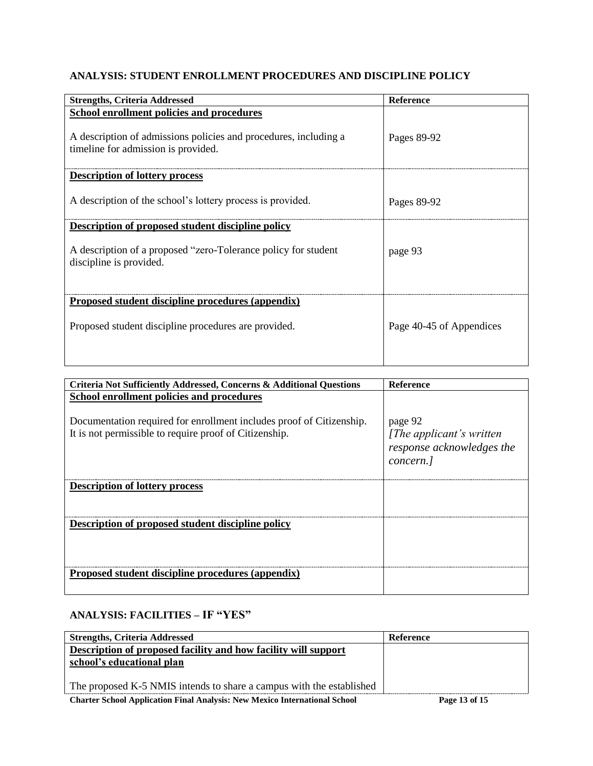## ANALYSIS: STUDENT ENROLLMENT PROCEDURES AND DISCIPLINE POLICY

| Strengths, Criteria Addressed | Reference |
|---|---|
| **<u>School enrollment policies and procedures</u>**<br><br>A description of admissions policies and procedures, including a timeline for admission is provided. | Pages 89-92 |
| **<u>Description of lottery process</u>**<br><br>A description of the school's lottery process is provided. | Pages 89-92 |
| **<u>Description of proposed student discipline policy</u>**<br><br>A description of a proposed "zero-Tolerance policy for student discipline is provided. | page 93 |
| **<u>Proposed student discipline procedures (appendix)</u>**<br><br>Proposed student discipline procedures are provided. | Page 40-45 of Appendices |

| Criteria Not Sufficiently Addressed, Concerns & Additional Questions | Reference |
|---|---|
| **<u>School enrollment policies and procedures</u>**<br><br>Documentation required for enrollment includes proof of Citizenship. It is not permissible to require proof of Citizenship. | page 92<br>*[The applicant's written response acknowledges the concern.]* |
| **<u>Description of lottery process</u>** | |
| **<u>Description of proposed student discipline policy</u>** | |
| **<u>Proposed student discipline procedures (appendix)</u>** | |

## ANALYSIS: FACILITIES – IF "YES"

| Strengths, Criteria Addressed | Reference |
|---|---|
| **<u>Description of proposed facility and how facility will support school's educational plan</u>**<br><br>The proposed K-5 NMIS intends to share a campus with the established | |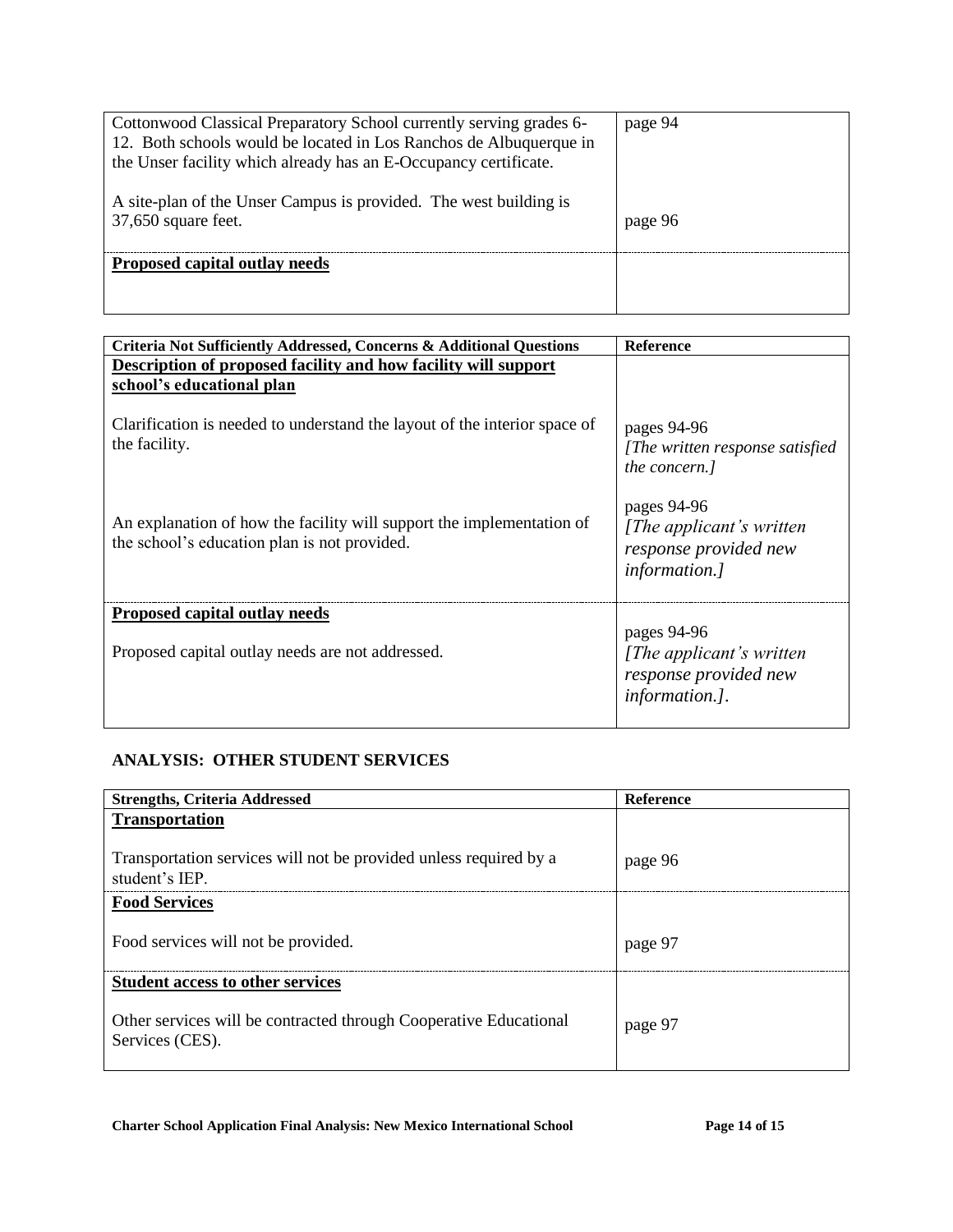| | |
|---|---|
| Cottonwood Classical Preparatory School currently serving grades 6-12. Both schools would be located in Los Ranchos de Albuquerque in the Unser facility which already has an E-Occupancy certificate.<br><br>A site-plan of the Unser Campus is provided. The west building is 37,650 square feet. | page 94<br><br><br><br>page 96 |
| **Proposed capital outlay needs** | |

| **Criteria Not Sufficiently Addressed, Concerns & Additional Questions** | **Reference** |
|---|---|
| **Description of proposed facility and how facility will support school's educational plan**<br><br>Clarification is needed to understand the layout of the interior space of the facility.<br><br>An explanation of how the facility will support the implementation of the school's education plan is not provided. | <br><br>pages 94-96<br>*[The written response satisfied the concern.]*<br><br>pages 94-96<br>*[The applicant's written response provided new information.]* |
| **Proposed capital outlay needs**<br><br>Proposed capital outlay needs are not addressed. | <br>pages 94-96<br>*[The applicant's written response provided new information.]*. |

## ANALYSIS: OTHER STUDENT SERVICES

| **Strengths, Criteria Addressed** | **Reference** |
|---|---|
| **Transportation**<br><br>Transportation services will not be provided unless required by a student's IEP. | <br><br>page 96 |
| **Food Services**<br><br>Food services will not be provided. | <br><br>page 97 |
| **Student access to other services**<br><br>Other services will be contracted through Cooperative Educational Services (CES). | <br><br>page 97 |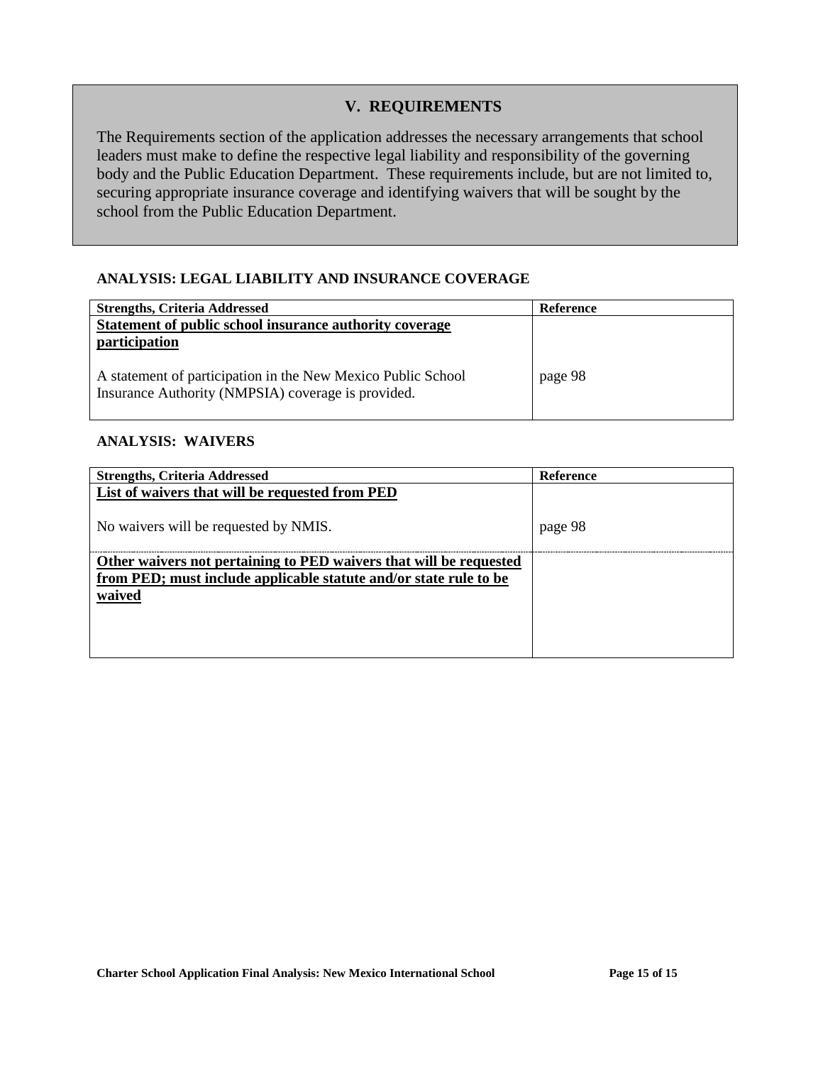## V. REQUIREMENTS

The Requirements section of the application addresses the necessary arrangements that school leaders must make to define the respective legal liability and responsibility of the governing body and the Public Education Department. These requirements include, but are not limited to, securing appropriate insurance coverage and identifying waivers that will be sought by the school from the Public Education Department.

### ANALYSIS: LEGAL LIABILITY AND INSURANCE COVERAGE

| Strengths, Criteria Addressed | Reference |
|---|---|
| **Statement of public school insurance authority coverage participation**<br><br>A statement of participation in the New Mexico Public School Insurance Authority (NMPSIA) coverage is provided. | page 98 |

### ANALYSIS: WAIVERS

| Strengths, Criteria Addressed | Reference |
|---|---|
| **List of waivers that will be requested from PED**<br><br>No waivers will be requested by NMIS. | page 98 |
| **Other waivers not pertaining to PED waivers that will be requested from PED; must include applicable statute and/or state rule to be waived** | |